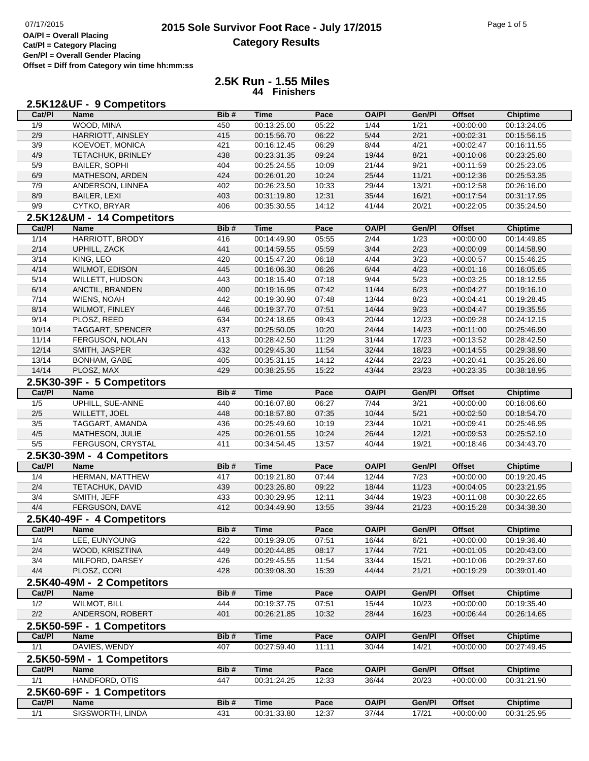07/17/2015

**OA/Pl = Overall Placing**
**Cat/Pl = Category Placing**
**Gen/Pl = Overall Gender Placing**
**Offset = Diff from Category win time hh:mm:ss**

# 2015 Sole Survivor Foot Race - July 17/2015
## Category Results

## 2.5K Run - 1.55 Miles
**44 Finishers**

### 2.5K12&UF - 9 Competitors

| Cat/Pl | Name | Bib # | Time | Pace | OA/Pl | Gen/Pl | Offset | Chiptime |
|---|---|---|---|---|---|---|---|---|
| 1/9 | WOOD, MINA | 450 | 00:13:25.00 | 05:22 | 1/44 | 1/21 | +00:00:00 | 00:13:24.05 |
| 2/9 | HARRIOTT, AINSLEY | 415 | 00:15:56.70 | 06:22 | 5/44 | 2/21 | +00:02:31 | 00:15:56.15 |
| 3/9 | KOEVOET, MONICA | 421 | 00:16:12.45 | 06:29 | 8/44 | 4/21 | +00:02:47 | 00:16:11.55 |
| 4/9 | TETACHUK, BRINLEY | 438 | 00:23:31.35 | 09:24 | 19/44 | 8/21 | +00:10:06 | 00:23:25.80 |
| 5/9 | BAILER, SOPHI | 404 | 00:25:24.55 | 10:09 | 21/44 | 9/21 | +00:11:59 | 00:25:23.05 |
| 6/9 | MATHESON, ARDEN | 424 | 00:26:01.20 | 10:24 | 25/44 | 11/21 | +00:12:36 | 00:25:53.35 |
| 7/9 | ANDERSON, LINNEA | 402 | 00:26:23.50 | 10:33 | 29/44 | 13/21 | +00:12:58 | 00:26:16.00 |
| 8/9 | BAILER, LEXI | 403 | 00:31:19.80 | 12:31 | 35/44 | 16/21 | +00:17:54 | 00:31:17.95 |
| 9/9 | CYTKO, BRYAR | 406 | 00:35:30.55 | 14:12 | 41/44 | 20/21 | +00:22:05 | 00:35:24.50 |

### 2.5K12&UM - 14 Competitors

| Cat/Pl | Name | Bib # | Time | Pace | OA/Pl | Gen/Pl | Offset | Chiptime |
|---|---|---|---|---|---|---|---|---|
| 1/14 | HARRIOTT, BRODY | 416 | 00:14:49.90 | 05:55 | 2/44 | 1/23 | +00:00:00 | 00:14:49.85 |
| 2/14 | UPHILL, ZACK | 441 | 00:14:59.55 | 05:59 | 3/44 | 2/23 | +00:00:09 | 00:14:58.90 |
| 3/14 | KING, LEO | 420 | 00:15:47.20 | 06:18 | 4/44 | 3/23 | +00:00:57 | 00:15:46.25 |
| 4/14 | WILMOT, EDISON | 445 | 00:16:06.30 | 06:26 | 6/44 | 4/23 | +00:01:16 | 00:16:05.65 |
| 5/14 | WILLETT, HUDSON | 443 | 00:18:15.40 | 07:18 | 9/44 | 5/23 | +00:03:25 | 00:18:12.55 |
| 6/14 | ANCTIL, BRANDEN | 400 | 00:19:16.95 | 07:42 | 11/44 | 6/23 | +00:04:27 | 00:19:16.10 |
| 7/14 | WIENS, NOAH | 442 | 00:19:30.90 | 07:48 | 13/44 | 8/23 | +00:04:41 | 00:19:28.45 |
| 8/14 | WILMOT, FINLEY | 446 | 00:19:37.70 | 07:51 | 14/44 | 9/23 | +00:04:47 | 00:19:35.55 |
| 9/14 | PLOSZ, REED | 634 | 00:24:18.65 | 09:43 | 20/44 | 12/23 | +00:09:28 | 00:24:12.15 |
| 10/14 | TAGGART, SPENCER | 437 | 00:25:50.05 | 10:20 | 24/44 | 14/23 | +00:11:00 | 00:25:46.90 |
| 11/14 | FERGUSON, NOLAN | 413 | 00:28:42.50 | 11:29 | 31/44 | 17/23 | +00:13:52 | 00:28:42.50 |
| 12/14 | SMITH, JASPER | 432 | 00:29:45.30 | 11:54 | 32/44 | 18/23 | +00:14:55 | 00:29:38.90 |
| 13/14 | BONHAM, GABE | 405 | 00:35:31.15 | 14:12 | 42/44 | 22/23 | +00:20:41 | 00:35:26.80 |
| 14/14 | PLOSZ, MAX | 429 | 00:38:25.55 | 15:22 | 43/44 | 23/23 | +00:23:35 | 00:38:18.95 |

### 2.5K30-39F - 5 Competitors

| Cat/Pl | Name | Bib # | Time | Pace | OA/Pl | Gen/Pl | Offset | Chiptime |
|---|---|---|---|---|---|---|---|---|
| 1/5 | UPHILL, SUE-ANNE | 440 | 00:16:07.80 | 06:27 | 7/44 | 3/21 | +00:00:00 | 00:16:06.60 |
| 2/5 | WILLETT, JOEL | 448 | 00:18:57.80 | 07:35 | 10/44 | 5/21 | +00:02:50 | 00:18:54.70 |
| 3/5 | TAGGART, AMANDA | 436 | 00:25:49.60 | 10:19 | 23/44 | 10/21 | +00:09:41 | 00:25:46.95 |
| 4/5 | MATHESON, JULIE | 425 | 00:26:01.55 | 10:24 | 26/44 | 12/21 | +00:09:53 | 00:25:52.10 |
| 5/5 | FERGUSON, CRYSTAL | 411 | 00:34:54.45 | 13:57 | 40/44 | 19/21 | +00:18:46 | 00:34:43.70 |

### 2.5K30-39M - 4 Competitors

| Cat/Pl | Name | Bib # | Time | Pace | OA/Pl | Gen/Pl | Offset | Chiptime |
|---|---|---|---|---|---|---|---|---|
| 1/4 | HERMAN, MATTHEW | 417 | 00:19:21.80 | 07:44 | 12/44 | 7/23 | +00:00:00 | 00:19:20.45 |
| 2/4 | TETACHUK, DAVID | 439 | 00:23:26.80 | 09:22 | 18/44 | 11/23 | +00:04:05 | 00:23:21.95 |
| 3/4 | SMITH, JEFF | 433 | 00:30:29.95 | 12:11 | 34/44 | 19/23 | +00:11:08 | 00:30:22.65 |
| 4/4 | FERGUSON, DAVE | 412 | 00:34:49.90 | 13:55 | 39/44 | 21/23 | +00:15:28 | 00:34:38.30 |

### 2.5K40-49F - 4 Competitors

| Cat/Pl | Name | Bib # | Time | Pace | OA/Pl | Gen/Pl | Offset | Chiptime |
|---|---|---|---|---|---|---|---|---|
| 1/4 | LEE, EUNYOUNG | 422 | 00:19:39.05 | 07:51 | 16/44 | 6/21 | +00:00:00 | 00:19:36.40 |
| 2/4 | WOOD, KRISZTINA | 449 | 00:20:44.85 | 08:17 | 17/44 | 7/21 | +00:01:05 | 00:20:43.00 |
| 3/4 | MILFORD, DARSEY | 426 | 00:29:45.55 | 11:54 | 33/44 | 15/21 | +00:10:06 | 00:29:37.60 |
| 4/4 | PLOSZ, CORI | 428 | 00:39:08.30 | 15:39 | 44/44 | 21/21 | +00:19:29 | 00:39:01.40 |

### 2.5K40-49M - 2 Competitors

| Cat/Pl | Name | Bib # | Time | Pace | OA/Pl | Gen/Pl | Offset | Chiptime |
|---|---|---|---|---|---|---|---|---|
| 1/2 | WILMOT, BILL | 444 | 00:19:37.75 | 07:51 | 15/44 | 10/23 | +00:00:00 | 00:19:35.40 |
| 2/2 | ANDERSON, ROBERT | 401 | 00:26:21.85 | 10:32 | 28/44 | 16/23 | +00:06:44 | 00:26:14.65 |

### 2.5K50-59F - 1 Competitors

| Cat/Pl | Name | Bib # | Time | Pace | OA/Pl | Gen/Pl | Offset | Chiptime |
|---|---|---|---|---|---|---|---|---|
| 1/1 | DAVIES, WENDY | 407 | 00:27:59.40 | 11:11 | 30/44 | 14/21 | +00:00:00 | 00:27:49.45 |

### 2.5K50-59M - 1 Competitors

| Cat/Pl | Name | Bib # | Time | Pace | OA/Pl | Gen/Pl | Offset | Chiptime |
|---|---|---|---|---|---|---|---|---|
| 1/1 | HANDFORD, OTIS | 447 | 00:31:24.25 | 12:33 | 36/44 | 20/23 | +00:00:00 | 00:31:21.90 |

### 2.5K60-69F - 1 Competitors

| Cat/Pl | Name | Bib # | Time | Pace | OA/Pl | Gen/Pl | Offset | Chiptime |
|---|---|---|---|---|---|---|---|---|
| 1/1 | SIGSWORTH, LINDA | 431 | 00:31:33.80 | 12:37 | 37/44 | 17/21 | +00:00:00 | 00:31:25.95 |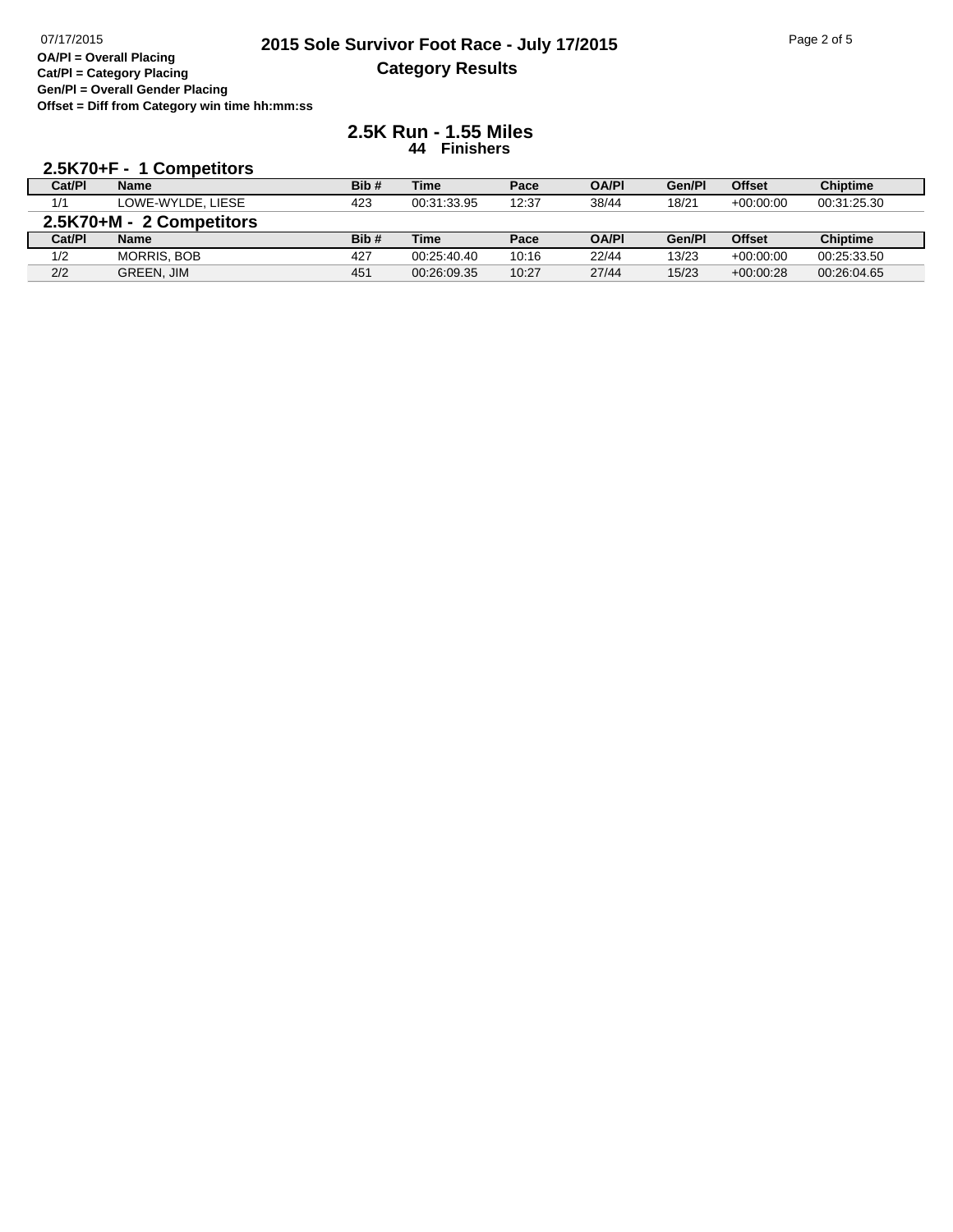**OA/Pl = Overall Placing**
**Cat/Pl = Category Placing**
**Gen/Pl = Overall Gender Placing**
**Offset = Diff from Category win time hh:mm:ss**

# 2015 Sole Survivor Foot Race - July 17/2015

## Category Results

## 2.5K Run - 1.55 Miles

**44 Finishers**

### 2.5K70+F - 1 Competitors

| Cat/Pl | Name | Bib # | Time | Pace | OA/Pl | Gen/Pl | Offset | Chiptime |
|---|---|---|---|---|---|---|---|---|
| 1/1 | LOWE-WYLDE, LIESE | 423 | 00:31:33.95 | 12:37 | 38/44 | 18/21 | +00:00:00 | 00:31:25.30 |

### 2.5K70+M - 2 Competitors

| Cat/Pl | Name | Bib # | Time | Pace | OA/Pl | Gen/Pl | Offset | Chiptime |
|---|---|---|---|---|---|---|---|---|
| 1/2 | MORRIS, BOB | 427 | 00:25:40.40 | 10:16 | 22/44 | 13/23 | +00:00:00 | 00:25:33.50 |
| 2/2 | GREEN, JIM | 451 | 00:26:09.35 | 10:27 | 27/44 | 15/23 | +00:00:28 | 00:26:04.65 |